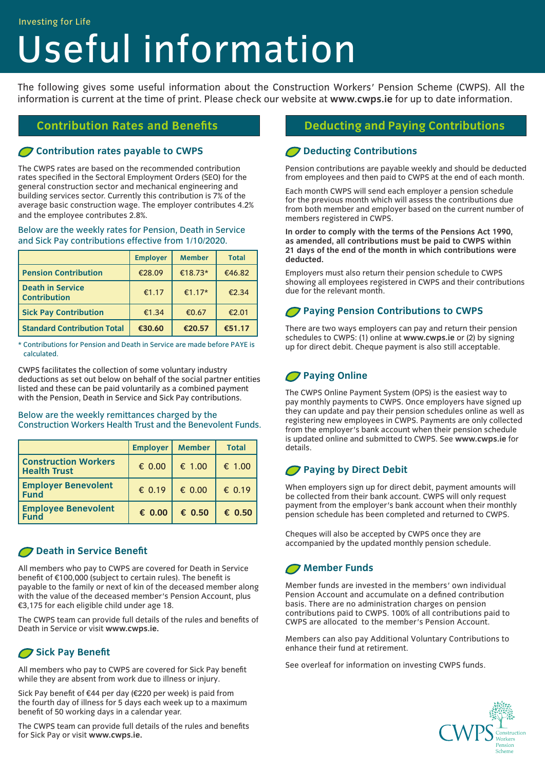Investing for Life

# Useful information

The following gives some useful information about the Construction Workers' Pension Scheme (CWPS). All the information is current at the time of print. Please check our website at **www.cwps.ie** for up to date information.

## Contribution Rates and Benefits

### Contribution rates payable to CWPS

The CWPS rates are based on the recommended contribution rates specified in the Sectoral Employment Orders (SEO) for the general construction sector and mechanical engineering and building services sector. Currently this contribution is 7% of the average basic construction wage. The employer contributes 4.2% and the employee contributes 2.8%.

Below are the weekly rates for Pension, Death in Service and Sick Pay contributions effective from 1/10/2020.

| | Employer | Member | Total |
|---|---|---|---|
| **Pension Contribution** | €28.09 | €18.73* | €46.82 |
| **Death in Service Contribution** | €1.17 | €1.17* | €2.34 |
| **Sick Pay Contribution** | €1.34 | €0.67 | €2.01 |
| **Standard Contribution Total** | **€30.60** | **€20.57** | **€51.17** |

* Contributions for Pension and Death in Service are made before PAYE is calculated.

CWPS facilitates the collection of some voluntary industry deductions as set out below on behalf of the social partner entities listed and these can be paid voluntarily as a combined payment with the Pension, Death in Service and Sick Pay contributions.

Below are the weekly remittances charged by the Construction Workers Health Trust and the Benevolent Funds.

| | Employer | Member | Total |
|---|---|---|---|
| **Construction Workers Health Trust** | € 0.00 | € 1.00 | € 1.00 |
| **Employer Benevolent Fund** | € 0.19 | € 0.00 | € 0.19 |
| **Employee Benevolent Fund** | **€ 0.00** | **€ 0.50** | **€ 0.50** |

### Death in Service Benefit

All members who pay to CWPS are covered for Death in Service benefit of €100,000 (subject to certain rules). The benefit is payable to the family or next of kin of the deceased member along with the value of the deceased member's Pension Account, plus €3,175 for each eligible child under age 18.

The CWPS team can provide full details of the rules and benefits of Death in Service or visit **www.cwps.ie.**

### Sick Pay Benefit

All members who pay to CWPS are covered for Sick Pay benefit while they are absent from work due to illness or injury.

Sick Pay benefit of €44 per day (€220 per week) is paid from the fourth day of illness for 5 days each week up to a maximum benefit of 50 working days in a calendar year.

The CWPS team can provide full details of the rules and benefits for Sick Pay or visit **www.cwps.ie.**

## Deducting and Paying Contributions

### Deducting Contributions

Pension contributions are payable weekly and should be deducted from employees and then paid to CWPS at the end of each month.

Each month CWPS will send each employer a pension schedule for the previous month which will assess the contributions due from both member and employer based on the current number of members registered in CWPS.

**In order to comply with the terms of the Pensions Act 1990, as amended, all contributions must be paid to CWPS within 21 days of the end of the month in which contributions were deducted.**

Employers must also return their pension schedule to CWPS showing all employees registered in CWPS and their contributions due for the relevant month.

### Paying Pension Contributions to CWPS

There are two ways employers can pay and return their pension schedules to CWPS: (1) online at **www.cwps.ie** or (2) by signing up for direct debit. Cheque payment is also still acceptable.

### Paying Online

The CWPS Online Payment System (OPS) is the easiest way to pay monthly payments to CWPS. Once employers have signed up they can update and pay their pension schedules online as well as registering new employees in CWPS. Payments are only collected from the employer's bank account when their pension schedule is updated online and submitted to CWPS. See **www.cwps.ie** for details.

### Paying by Direct Debit

When employers sign up for direct debit, payment amounts will be collected from their bank account. CWPS will only request payment from the employer's bank account when their monthly pension schedule has been completed and returned to CWPS.

Cheques will also be accepted by CWPS once they are accompanied by the updated monthly pension schedule.

### Member Funds

Member funds are invested in the members' own individual Pension Account and accumulate on a defined contribution basis. There are no administration charges on pension contributions paid to CWPS. 100% of all contributions paid to CWPS are allocated to the member's Pension Account.

Members can also pay Additional Voluntary Contributions to enhance their fund at retirement.

See overleaf for information on investing CWPS funds.

CWPS Construction Workers Pension Scheme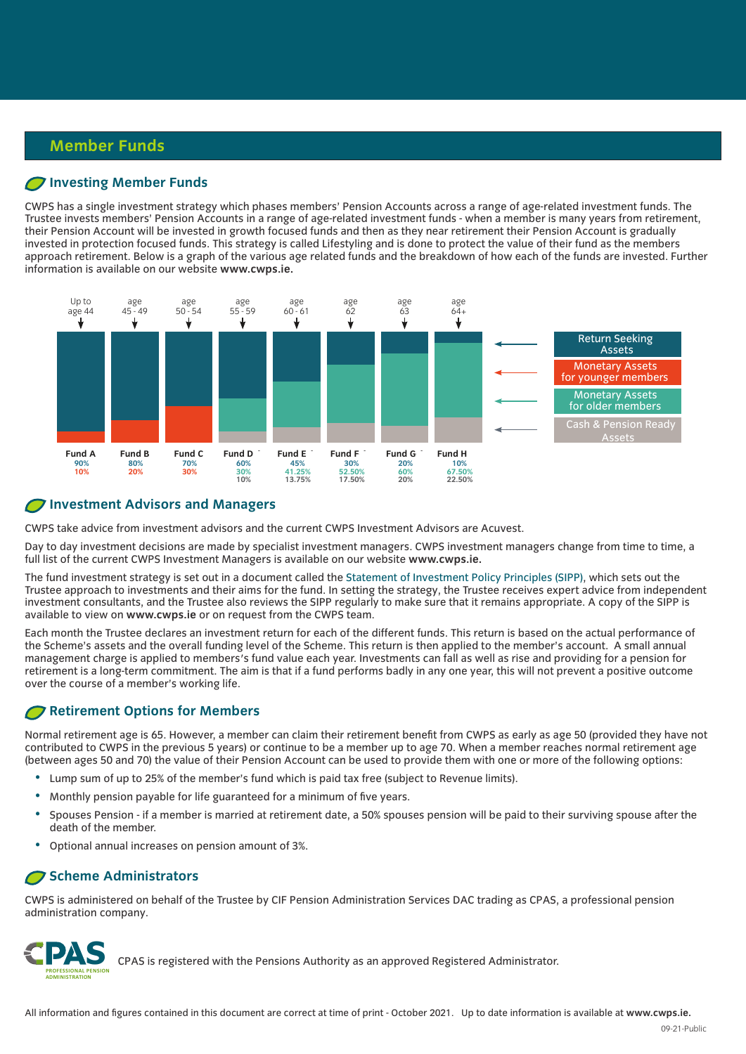## Member Funds

### Investing Member Funds

CWPS has a single investment strategy which phases members' Pension Accounts across a range of age-related investment funds. The Trustee invests members' Pension Accounts in a range of age-related investment funds - when a member is many years from retirement, their Pension Account will be invested in growth focused funds and then as they near retirement their Pension Account is gradually invested in protection focused funds. This strategy is called Lifestyling and is done to protect the value of their fund as the members approach retirement. Below is a graph of the various age related funds and the breakdown of how each of the funds are invested. Further information is available on our website **www.cwps.ie.**

Up to age 44
age 45 - 49
age 50 - 54
age 55 - 59
age 60 - 61
age 62
age 63
age 64+

Return Seeking Assets
Monetary Assets for younger members
Monetary Assets for older members
Cash & Pension Ready Assets

Fund A 90% 10%
Fund B 80% 20%
Fund C 70% 30%
Fund D 60% 30% 10%
Fund E 45% 41.25% 13.75%
Fund F 30% 52.50% 17.50%
Fund G 20% 60% 20%
Fund H 10% 67.50% 22.50%

### Investment Advisors and Managers

CWPS take advice from investment advisors and the current CWPS Investment Advisors are Acuvest.

Day to day investment decisions are made by specialist investment managers. CWPS investment managers change from time to time, a full list of the current CWPS Investment Managers is available on our website **www.cwps.ie.**

The fund investment strategy is set out in a document called the Statement of Investment Policy Principles (SIPP), which sets out the Trustee approach to investments and their aims for the fund. In setting the strategy, the Trustee receives expert advice from independent investment consultants, and the Trustee also reviews the SIPP regularly to make sure that it remains appropriate. A copy of the SIPP is available to view on **www.cwps.ie** or on request from the CWPS team.

Each month the Trustee declares an investment return for each of the different funds. This return is based on the actual performance of the Scheme's assets and the overall funding level of the Scheme. This return is then applied to the member's account. A small annual management charge is applied to members's fund value each year. Investments can fall as well as rise and providing for a pension for retirement is a long-term commitment. The aim is that if a fund performs badly in any one year, this will not prevent a positive outcome over the course of a member's working life.

### Retirement Options for Members

Normal retirement age is 65. However, a member can claim their retirement benefit from CWPS as early as age 50 (provided they have not contributed to CWPS in the previous 5 years) or continue to be a member up to age 70. When a member reaches normal retirement age (between ages 50 and 70) the value of their Pension Account can be used to provide them with one or more of the following options:

- Lump sum of up to 25% of the member's fund which is paid tax free (subject to Revenue limits).
- Monthly pension payable for life guaranteed for a minimum of five years.
- Spouses Pension - if a member is married at retirement date, a 50% spouses pension will be paid to their surviving spouse after the death of the member.
- Optional annual increases on pension amount of 3%.

### Scheme Administrators

CWPS is administered on behalf of the Trustee by CIF Pension Administration Services DAC trading as CPAS, a professional pension administration company.

CPAS PROFESSIONAL PENSION ADMINISTRATION

CPAS is registered with the Pensions Authority as an approved Registered Administrator.

All information and figures contained in this document are correct at time of print - October 2021. Up to date information is available at **www.cwps.ie.**

09-21-Public